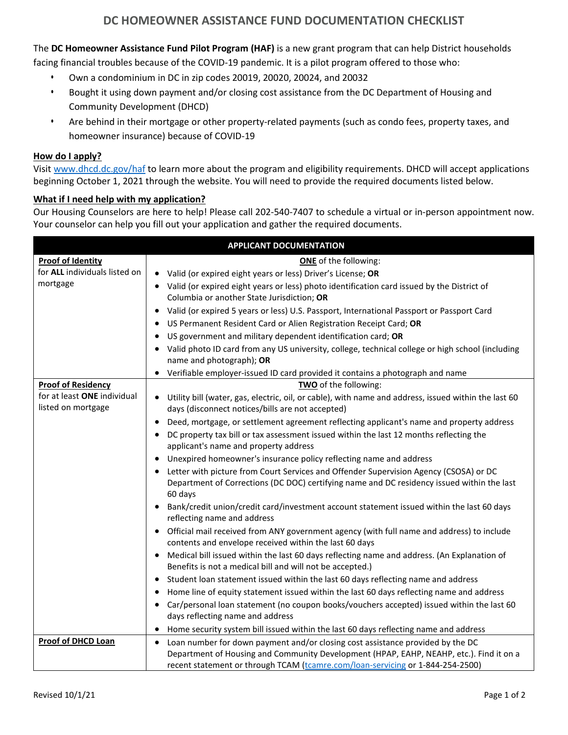# DC HOMEOWNER ASSISTANCE FUND DOCUMENTATION CHECKLIST

The **DC Homeowner Assistance Fund Pilot Program (HAF)** is a new grant program that can help District households facing financial troubles because of the COVID-19 pandemic. It is a pilot program offered to those who:

- Own a condominium in DC in zip codes 20019, 20020, 20024, and 20032
- Bought it using down payment and/or closing cost assistance from the DC Department of Housing and Community Development (DHCD)
- Are behind in their mortgage or other property-related payments (such as condo fees, property taxes, and homeowner insurance) because of COVID-19

**How do I apply?**

Visit www.dhcd.dc.gov/haf to learn more about the program and eligibility requirements. DHCD will accept applications beginning October 1, 2021 through the website. You will need to provide the required documents listed below.

**What if I need help with my application?**

Our Housing Counselors are here to help! Please call 202-540-7407 to schedule a virtual or in-person appointment now. Your counselor can help you fill out your application and gather the required documents.

| **APPLICANT DOCUMENTATION** | |
|---|---|
| **Proof of Identity** for **ALL** individuals listed on mortgage | **ONE** of the following:<br>• Valid (or expired eight years or less) Driver's License; **OR**<br>• Valid (or expired eight years or less) photo identification card issued by the District of Columbia or another State Jurisdiction; **OR**<br>• Valid (or expired 5 years or less) U.S. Passport, International Passport or Passport Card<br>• US Permanent Resident Card or Alien Registration Receipt Card; **OR**<br>• US government and military dependent identification card; **OR**<br>• Valid photo ID card from any US university, college, technical college or high school (including name and photograph); **OR**<br>• Verifiable employer-issued ID card provided it contains a photograph and name |
| **Proof of Residency** for at least **ONE** individual listed on mortgage | **TWO** of the following:<br>• Utility bill (water, gas, electric, oil, or cable), with name and address, issued within the last 60 days (disconnect notices/bills are not accepted)<br>• Deed, mortgage, or settlement agreement reflecting applicant's name and property address<br>• DC property tax bill or tax assessment issued within the last 12 months reflecting the applicant's name and property address<br>• Unexpired homeowner's insurance policy reflecting name and address<br>• Letter with picture from Court Services and Offender Supervision Agency (CSOSA) or DC Department of Corrections (DC DOC) certifying name and DC residency issued within the last 60 days<br>• Bank/credit union/credit card/investment account statement issued within the last 60 days reflecting name and address<br>• Official mail received from ANY government agency (with full name and address) to include contents and envelope received within the last 60 days<br>• Medical bill issued within the last 60 days reflecting name and address. (An Explanation of Benefits is not a medical bill and will not be accepted.)<br>• Student loan statement issued within the last 60 days reflecting name and address<br>• Home line of equity statement issued within the last 60 days reflecting name and address<br>• Car/personal loan statement (no coupon books/vouchers accepted) issued within the last 60 days reflecting name and address<br>• Home security system bill issued within the last 60 days reflecting name and address |
| **Proof of DHCD Loan** | • Loan number for down payment and/or closing cost assistance provided by the DC Department of Housing and Community Development (HPAP, EAHP, NEAHP, etc.). Find it on a recent statement or through TCAM (tcamre.com/loan-servicing or 1-844-254-2500) |

Revised 10/1/21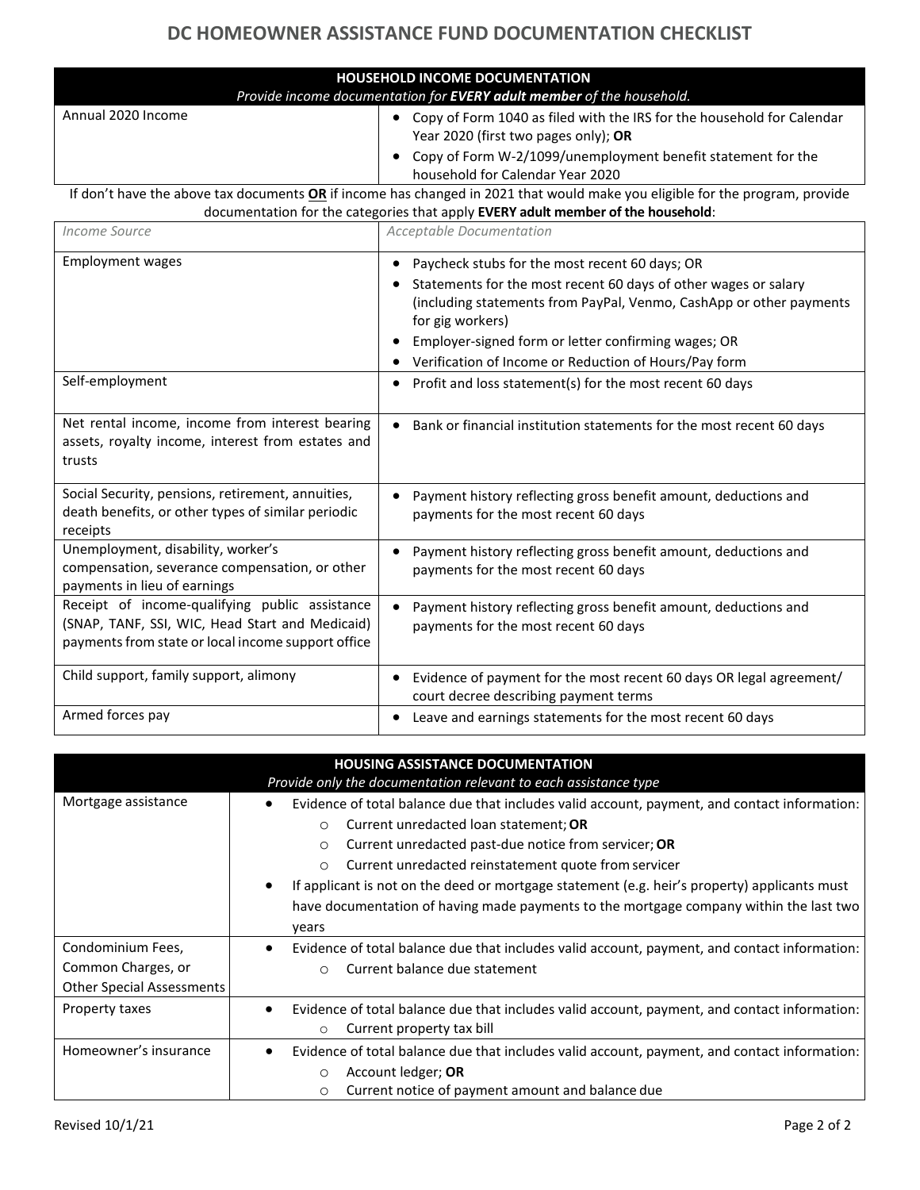# DC HOMEOWNER ASSISTANCE FUND DOCUMENTATION CHECKLIST

| HOUSEHOLD INCOME DOCUMENTATION | |
|---|---|
| *Provide income documentation for **EVERY adult member** of the household.* | |
| Annual 2020 Income | • Copy of Form 1040 as filed with the IRS for the household for Calendar Year 2020 (first two pages only); **OR**<br>• Copy of Form W-2/1099/unemployment benefit statement for the household for Calendar Year 2020 |

If don't have the above tax documents **OR** if income has changed in 2021 that would make you eligible for the program, provide documentation for the categories that apply **EVERY adult member of the household**:

| *Income Source* | *Acceptable Documentation* |
|---|---|
| Employment wages | • Paycheck stubs for the most recent 60 days; OR<br>• Statements for the most recent 60 days of other wages or salary (including statements from PayPal, Venmo, CashApp or other payments for gig workers)<br>• Employer-signed form or letter confirming wages; OR<br>• Verification of Income or Reduction of Hours/Pay form |
| Self-employment | • Profit and loss statement(s) for the most recent 60 days |
| Net rental income, income from interest bearing assets, royalty income, interest from estates and trusts | • Bank or financial institution statements for the most recent 60 days |
| Social Security, pensions, retirement, annuities, death benefits, or other types of similar periodic receipts | • Payment history reflecting gross benefit amount, deductions and payments for the most recent 60 days |
| Unemployment, disability, worker's compensation, severance compensation, or other payments in lieu of earnings | • Payment history reflecting gross benefit amount, deductions and payments for the most recent 60 days |
| Receipt of income-qualifying public assistance (SNAP, TANF, SSI, WIC, Head Start and Medicaid) payments from state or local income support office | • Payment history reflecting gross benefit amount, deductions and payments for the most recent 60 days |
| Child support, family support, alimony | • Evidence of payment for the most recent 60 days OR legal agreement/ court decree describing payment terms |
| Armed forces pay | • Leave and earnings statements for the most recent 60 days |

| HOUSING ASSISTANCE DOCUMENTATION | |
|---|---|
| *Provide only the documentation relevant to each assistance type* | |
| Mortgage assistance | • Evidence of total balance due that includes valid account, payment, and contact information:<br>&nbsp;&nbsp;○ Current unredacted loan statement; **OR**<br>&nbsp;&nbsp;○ Current unredacted past-due notice from servicer; **OR**<br>&nbsp;&nbsp;○ Current unredacted reinstatement quote from servicer<br>• If applicant is not on the deed or mortgage statement (e.g. heir's property) applicants must have documentation of having made payments to the mortgage company within the last two years |
| Condominium Fees, Common Charges, or Other Special Assessments | • Evidence of total balance due that includes valid account, payment, and contact information:<br>&nbsp;&nbsp;○ Current balance due statement |
| Property taxes | • Evidence of total balance due that includes valid account, payment, and contact information:<br>&nbsp;&nbsp;○ Current property tax bill |
| Homeowner's insurance | • Evidence of total balance due that includes valid account, payment, and contact information:<br>&nbsp;&nbsp;○ Account ledger; **OR**<br>&nbsp;&nbsp;○ Current notice of payment amount and balance due |

Revised 10/1/21